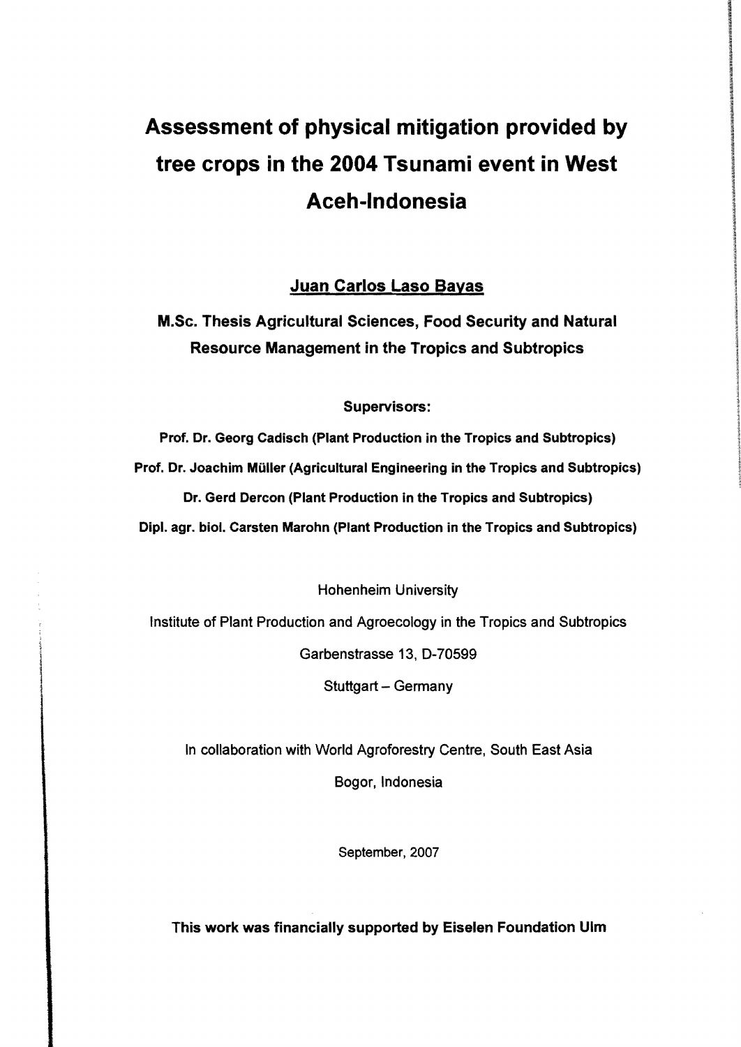# Assessment of physical mitigation provided by tree crops in the 2004 Tsunami event in West Aceh-Indonesia

**Juan Carlos Laso Bayas**

**M.Sc. Thesis Agricultural Sciences, Food Security and Natural Resource Management in the Tropics and Subtropics**

**Supervisors:**

**Prof. Dr. Georg Cadisch (Plant Production in the Tropics and Subtropics)**

**Prof. Dr. Joachim Müller (Agricultural Engineering in the Tropics and Subtropics)**

**Dr. Gerd Dercon (Plant Production in the Tropics and Subtropics)**

**Dipl. agr. biol. Carsten Marohn (Plant Production in the Tropics and Subtropics)**

Hohenheim University

Institute of Plant Production and Agroecology in the Tropics and Subtropics

Garbenstrasse 13, D-70599

Stuttgart – Germany

In collaboration with World Agroforestry Centre, South East Asia

Bogor, Indonesia

September, 2007

**This work was financially supported by Eiselen Foundation Ulm**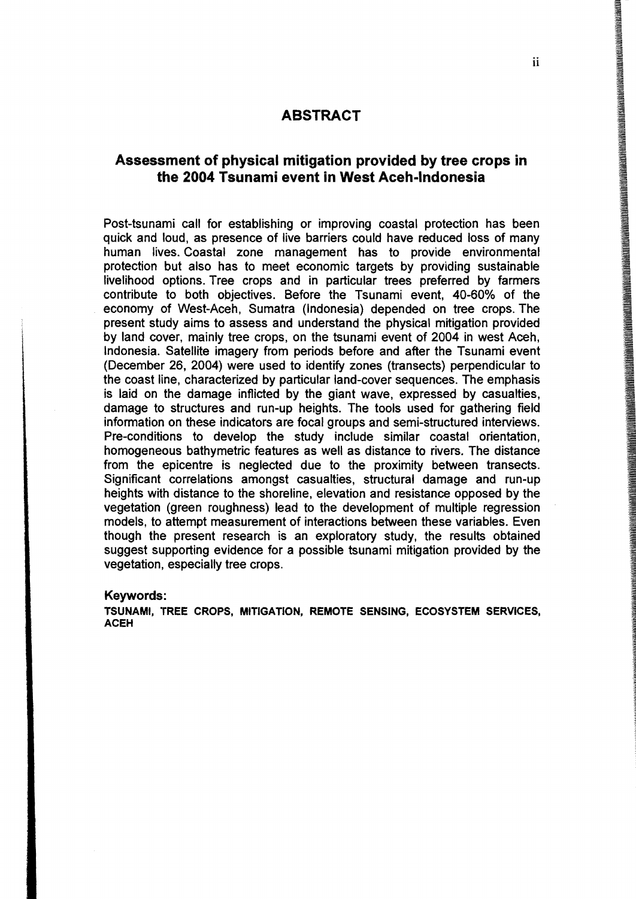# ABSTRACT

## Assessment of physical mitigation provided by tree crops in the 2004 Tsunami event in West Aceh-Indonesia

Post-tsunami call for establishing or improving coastal protection has been quick and loud, as presence of live barriers could have reduced loss of many human lives. Coastal zone management has to provide environmental protection but also has to meet economic targets by providing sustainable livelihood options. Tree crops and in particular trees preferred by farmers contribute to both objectives. Before the Tsunami event, 40-60% of the economy of West-Aceh, Sumatra (Indonesia) depended on tree crops. The present study aims to assess and understand the physical mitigation provided by land cover, mainly tree crops, on the tsunami event of 2004 in west Aceh, Indonesia. Satellite imagery from periods before and after the Tsunami event (December 26, 2004) were used to identify zones (transects) perpendicular to the coast line, characterized by particular land-cover sequences. The emphasis is laid on the damage inflicted by the giant wave, expressed by casualties, damage to structures and run-up heights. The tools used for gathering field information on these indicators are focal groups and semi-structured interviews. Pre-conditions to develop the study include similar coastal orientation, homogeneous bathymetric features as well as distance to rivers. The distance from the epicentre is neglected due to the proximity between transects. Significant correlations amongst casualties, structural damage and run-up heights with distance to the shoreline, elevation and resistance opposed by the vegetation (green roughness) lead to the development of multiple regression models, to attempt measurement of interactions between these variables. Even though the present research is an exploratory study, the results obtained suggest supporting evidence for a possible tsunami mitigation provided by the vegetation, especially tree crops.

**Keywords:**

**TSUNAMI, TREE CROPS, MITIGATION, REMOTE SENSING, ECOSYSTEM SERVICES, ACEH**